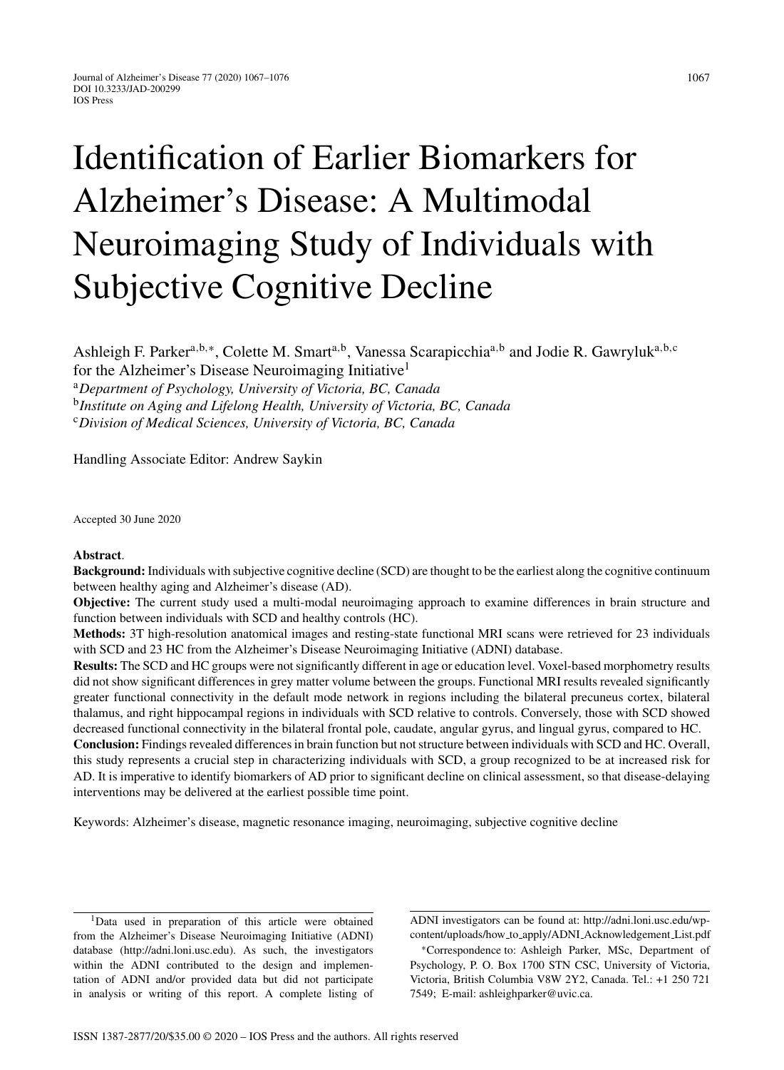# Identification of Earlier Biomarkers for Alzheimer's Disease: A Multimodal Neuroimaging Study of Individuals with Subjective Cognitive Decline

Ashleigh F. Parker[a,b,*], Colette M. Smart[a,b], Vanessa Scarapicchia[a,b] and Jodie R. Gawryluk[a,b,c] for the Alzheimer's Disease Neuroimaging Initiative[1]

[a]*Department of Psychology, University of Victoria, BC, Canada*
[b]*Institute on Aging and Lifelong Health, University of Victoria, BC, Canada*
[c]*Division of Medical Sciences, University of Victoria, BC, Canada*

Handling Associate Editor: Andrew Saykin

Accepted 30 June 2020

**Abstract**.

**Background:** Individuals with subjective cognitive decline (SCD) are thought to be the earliest along the cognitive continuum between healthy aging and Alzheimer's disease (AD).

**Objective:** The current study used a multi-modal neuroimaging approach to examine differences in brain structure and function between individuals with SCD and healthy controls (HC).

**Methods:** 3T high-resolution anatomical images and resting-state functional MRI scans were retrieved for 23 individuals with SCD and 23 HC from the Alzheimer's Disease Neuroimaging Initiative (ADNI) database.

**Results:** The SCD and HC groups were not significantly different in age or education level. Voxel-based morphometry results did not show significant differences in grey matter volume between the groups. Functional MRI results revealed significantly greater functional connectivity in the default mode network in regions including the bilateral precuneus cortex, bilateral thalamus, and right hippocampal regions in individuals with SCD relative to controls. Conversely, those with SCD showed decreased functional connectivity in the bilateral frontal pole, caudate, angular gyrus, and lingual gyrus, compared to HC.

**Conclusion:** Findings revealed differences in brain function but not structure between individuals with SCD and HC. Overall, this study represents a crucial step in characterizing individuals with SCD, a group recognized to be at increased risk for AD. It is imperative to identify biomarkers of AD prior to significant decline on clinical assessment, so that disease-delaying interventions may be delivered at the earliest possible time point.

Keywords: Alzheimer's disease, magnetic resonance imaging, neuroimaging, subjective cognitive decline

---

[1]Data used in preparation of this article were obtained from the Alzheimer's Disease Neuroimaging Initiative (ADNI) database (http://adni.loni.usc.edu). As such, the investigators within the ADNI contributed to the design and implementation of ADNI and/or provided data but did not participate in analysis or writing of this report. A complete listing of ADNI investigators can be found at: http://adni.loni.usc.edu/wp-content/uploads/how_to_apply/ADNI_Acknowledgement_List.pdf

*Correspondence to: Ashleigh Parker, MSc, Department of Psychology, P. O. Box 1700 STN CSC, University of Victoria, Victoria, British Columbia V8W 2Y2, Canada. Tel.: +1 250 721 7549; E-mail: ashleighparker@uvic.ca.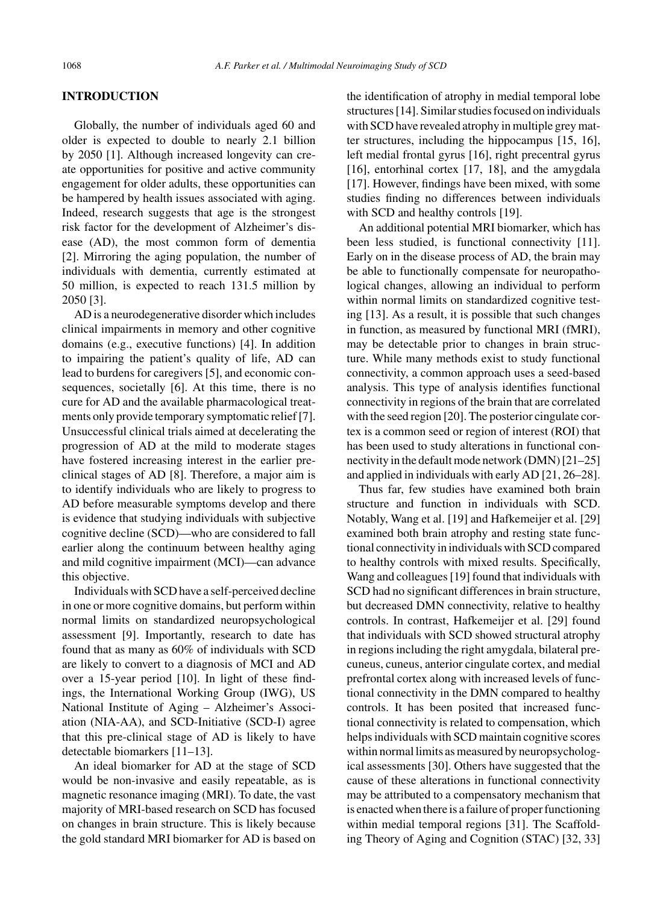## INTRODUCTION

Globally, the number of individuals aged 60 and older is expected to double to nearly 2.1 billion by 2050 [1]. Although increased longevity can create opportunities for positive and active community engagement for older adults, these opportunities can be hampered by health issues associated with aging. Indeed, research suggests that age is the strongest risk factor for the development of Alzheimer's disease (AD), the most common form of dementia [2]. Mirroring the aging population, the number of individuals with dementia, currently estimated at 50 million, is expected to reach 131.5 million by 2050 [3].

AD is a neurodegenerative disorder which includes clinical impairments in memory and other cognitive domains (e.g., executive functions) [4]. In addition to impairing the patient's quality of life, AD can lead to burdens for caregivers [5], and economic consequences, societally [6]. At this time, there is no cure for AD and the available pharmacological treatments only provide temporary symptomatic relief [7]. Unsuccessful clinical trials aimed at decelerating the progression of AD at the mild to moderate stages have fostered increasing interest in the earlier preclinical stages of AD [8]. Therefore, a major aim is to identify individuals who are likely to progress to AD before measurable symptoms develop and there is evidence that studying individuals with subjective cognitive decline (SCD)—who are considered to fall earlier along the continuum between healthy aging and mild cognitive impairment (MCI)—can advance this objective.

Individuals with SCD have a self-perceived decline in one or more cognitive domains, but perform within normal limits on standardized neuropsychological assessment [9]. Importantly, research to date has found that as many as 60% of individuals with SCD are likely to convert to a diagnosis of MCI and AD over a 15-year period [10]. In light of these findings, the International Working Group (IWG), US National Institute of Aging – Alzheimer's Association (NIA-AA), and SCD-Initiative (SCD-I) agree that this pre-clinical stage of AD is likely to have detectable biomarkers [11–13].

An ideal biomarker for AD at the stage of SCD would be non-invasive and easily repeatable, as is magnetic resonance imaging (MRI). To date, the vast majority of MRI-based research on SCD has focused on changes in brain structure. This is likely because the gold standard MRI biomarker for AD is based on the identification of atrophy in medial temporal lobe structures [14]. Similar studies focused on individuals with SCD have revealed atrophy in multiple grey matter structures, including the hippocampus [15, 16], left medial frontal gyrus [16], right precentral gyrus [16], entorhinal cortex [17, 18], and the amygdala [17]. However, findings have been mixed, with some studies finding no differences between individuals with SCD and healthy controls [19].

An additional potential MRI biomarker, which has been less studied, is functional connectivity [11]. Early on in the disease process of AD, the brain may be able to functionally compensate for neuropathological changes, allowing an individual to perform within normal limits on standardized cognitive testing [13]. As a result, it is possible that such changes in function, as measured by functional MRI (fMRI), may be detectable prior to changes in brain structure. While many methods exist to study functional connectivity, a common approach uses a seed-based analysis. This type of analysis identifies functional connectivity in regions of the brain that are correlated with the seed region [20]. The posterior cingulate cortex is a common seed or region of interest (ROI) that has been used to study alterations in functional connectivity in the default mode network (DMN) [21–25] and applied in individuals with early AD [21, 26–28].

Thus far, few studies have examined both brain structure and function in individuals with SCD. Notably, Wang et al. [19] and Hafkemeijer et al. [29] examined both brain atrophy and resting state functional connectivity in individuals with SCD compared to healthy controls with mixed results. Specifically, Wang and colleagues [19] found that individuals with SCD had no significant differences in brain structure, but decreased DMN connectivity, relative to healthy controls. In contrast, Hafkemeijer et al. [29] found that individuals with SCD showed structural atrophy in regions including the right amygdala, bilateral precuneus, cuneus, anterior cingulate cortex, and medial prefrontal cortex along with increased levels of functional connectivity in the DMN compared to healthy controls. It has been posited that increased functional connectivity is related to compensation, which helps individuals with SCD maintain cognitive scores within normal limits as measured by neuropsychological assessments [30]. Others have suggested that the cause of these alterations in functional connectivity may be attributed to a compensatory mechanism that is enacted when there is a failure of proper functioning within medial temporal regions [31]. The Scaffolding Theory of Aging and Cognition (STAC) [32, 33]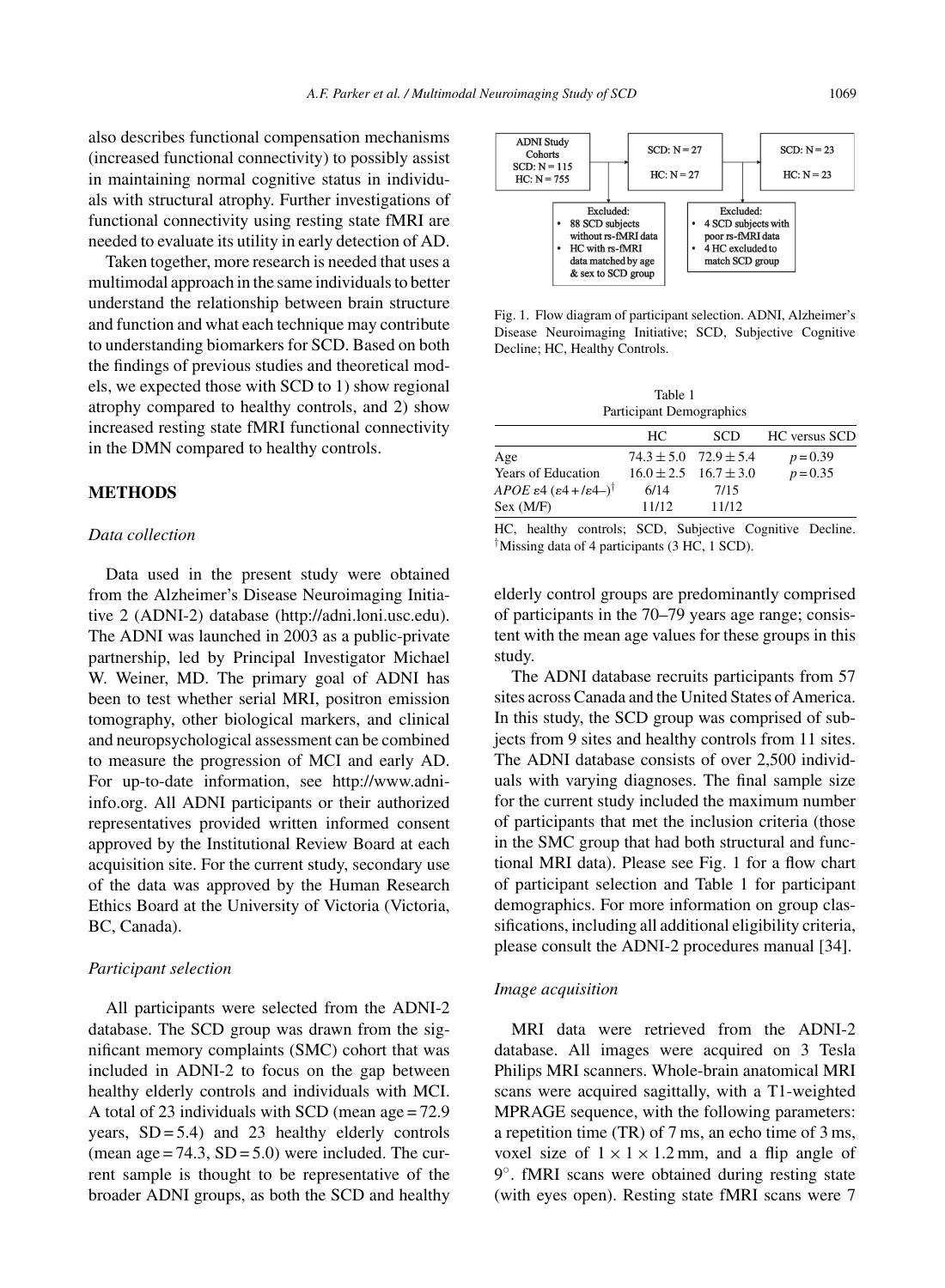also describes functional compensation mechanisms (increased functional connectivity) to possibly assist in maintaining normal cognitive status in individuals with structural atrophy. Further investigations of functional connectivity using resting state fMRI are needed to evaluate its utility in early detection of AD.

Taken together, more research is needed that uses a multimodal approach in the same individuals to better understand the relationship between brain structure and function and what each technique may contribute to understanding biomarkers for SCD. Based on both the findings of previous studies and theoretical models, we expected those with SCD to 1) show regional atrophy compared to healthy controls, and 2) show increased resting state fMRI functional connectivity in the DMN compared to healthy controls.

## METHODS

### *Data collection*

Data used in the present study were obtained from the Alzheimer's Disease Neuroimaging Initiative 2 (ADNI-2) database (http://adni.loni.usc.edu). The ADNI was launched in 2003 as a public-private partnership, led by Principal Investigator Michael W. Weiner, MD. The primary goal of ADNI has been to test whether serial MRI, positron emission tomography, other biological markers, and clinical and neuropsychological assessment can be combined to measure the progression of MCI and early AD. For up-to-date information, see http://www.adni-info.org. All ADNI participants or their authorized representatives provided written informed consent approved by the Institutional Review Board at each acquisition site. For the current study, secondary use of the data was approved by the Human Research Ethics Board at the University of Victoria (Victoria, BC, Canada).

### *Participant selection*

All participants were selected from the ADNI-2 database. The SCD group was drawn from the significant memory complaints (SMC) cohort that was included in ADNI-2 to focus on the gap between healthy elderly controls and individuals with MCI. A total of 23 individuals with SCD (mean age = 72.9 years, SD = 5.4) and 23 healthy elderly controls (mean age = 74.3, SD = 5.0) were included. The current sample is thought to be representative of the broader ADNI groups, as both the SCD and healthy elderly control groups are predominantly comprised of participants in the 70–79 years age range; consistent with the mean age values for these groups in this study.

ADNI Study Cohorts SCD: N = 115 HC: N = 755 → SCD: N = 27 HC: N = 27 → SCD: N = 23 HC: N = 23

Excluded:
- 88 SCD subjects without rs-fMRI data
- HC with rs-fMRI data matched by age & sex to SCD group

Excluded:
- 4 SCD subjects with poor rs-fMRI data
- 4 HC excluded to match SCD group

Fig. 1. Flow diagram of participant selection. ADNI, Alzheimer's Disease Neuroimaging Initiative; SCD, Subjective Cognitive Decline; HC, Healthy Controls.

Table 1
Participant Demographics

| | HC | SCD | HC versus SCD |
|---|---|---|---|
| Age | $74.3 \pm 5.0$ | $72.9 \pm 5.4$ | $p = 0.39$ |
| Years of Education | $16.0 \pm 2.5$ | $16.7 \pm 3.0$ | $p = 0.35$ |
| *APOE* $\varepsilon 4$ ($\varepsilon 4+/\varepsilon 4-$)[†] | 6/14 | 7/15 | |
| Sex (M/F) | 11/12 | 11/12 | |

HC, healthy controls; SCD, Subjective Cognitive Decline. [†]Missing data of 4 participants (3 HC, 1 SCD).

The ADNI database recruits participants from 57 sites across Canada and the United States of America. In this study, the SCD group was comprised of subjects from 9 sites and healthy controls from 11 sites. The ADNI database consists of over 2,500 individuals with varying diagnoses. The final sample size for the current study included the maximum number of participants that met the inclusion criteria (those in the SMC group that had both structural and functional MRI data). Please see Fig. 1 for a flow chart of participant selection and Table 1 for participant demographics. For more information on group classifications, including all additional eligibility criteria, please consult the ADNI-2 procedures manual [34].

### *Image acquisition*

MRI data were retrieved from the ADNI-2 database. All images were acquired on 3 Tesla Philips MRI scanners. Whole-brain anatomical MRI scans were acquired sagittally, with a T1-weighted MPRAGE sequence, with the following parameters: a repetition time (TR) of 7 ms, an echo time of 3 ms, voxel size of $1 \times 1 \times 1.2$ mm, and a flip angle of $9^{\circ}$. fMRI scans were obtained during resting state (with eyes open). Resting state fMRI scans were 7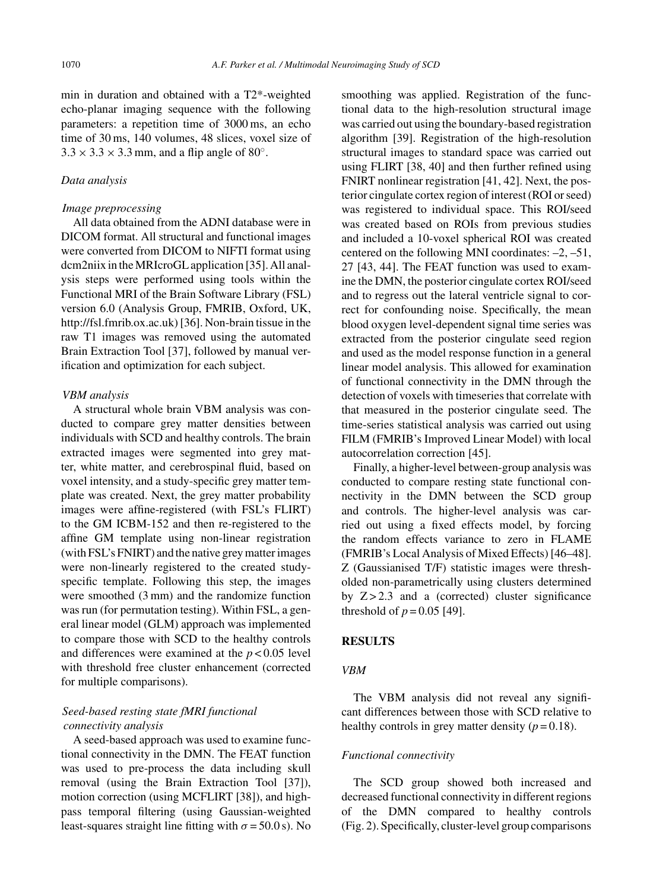min in duration and obtained with a T2*-weighted echo-planar imaging sequence with the following parameters: a repetition time of 3000 ms, an echo time of 30 ms, 140 volumes, 48 slices, voxel size of $3.3 \times 3.3 \times 3.3$ mm, and a flip angle of 80°.

### *Data analysis*

#### *Image preprocessing*

All data obtained from the ADNI database were in DICOM format. All structural and functional images were converted from DICOM to NIFTI format using dcm2niix in the MRIcroGL application [35]. All analysis steps were performed using tools within the Functional MRI of the Brain Software Library (FSL) version 6.0 (Analysis Group, FMRIB, Oxford, UK, http://fsl.fmrib.ox.ac.uk) [36]. Non-brain tissue in the raw T1 images was removed using the automated Brain Extraction Tool [37], followed by manual verification and optimization for each subject.

#### *VBM analysis*

A structural whole brain VBM analysis was conducted to compare grey matter densities between individuals with SCD and healthy controls. The brain extracted images were segmented into grey matter, white matter, and cerebrospinal fluid, based on voxel intensity, and a study-specific grey matter template was created. Next, the grey matter probability images were affine-registered (with FSL's FLIRT) to the GM ICBM-152 and then re-registered to the affine GM template using non-linear registration (with FSL's FNIRT) and the native grey matter images were non-linearly registered to the created study-specific template. Following this step, the images were smoothed (3 mm) and the randomize function was run (for permutation testing). Within FSL, a general linear model (GLM) approach was implemented to compare those with SCD to the healthy controls and differences were examined at the $p < 0.05$ level with threshold free cluster enhancement (corrected for multiple comparisons).

#### *Seed-based resting state fMRI functional connectivity analysis*

A seed-based approach was used to examine functional connectivity in the DMN. The FEAT function was used to pre-process the data including skull removal (using the Brain Extraction Tool [37]), motion correction (using MCFLIRT [38]), and high-pass temporal filtering (using Gaussian-weighted least-squares straight line fitting with $\sigma = 50.0$ s). No smoothing was applied. Registration of the functional data to the high-resolution structural image was carried out using the boundary-based registration algorithm [39]. Registration of the high-resolution structural images to standard space was carried out using FLIRT [38, 40] and then further refined using FNIRT nonlinear registration [41, 42]. Next, the posterior cingulate cortex region of interest (ROI or seed) was registered to individual space. This ROI/seed was created based on ROIs from previous studies and included a 10-voxel spherical ROI was created centered on the following MNI coordinates: –2, –51, 27 [43, 44]. The FEAT function was used to examine the DMN, the posterior cingulate cortex ROI/seed and to regress out the lateral ventricle signal to correct for confounding noise. Specifically, the mean blood oxygen level-dependent signal time series was extracted from the posterior cingulate seed region and used as the model response function in a general linear model analysis. This allowed for examination of functional connectivity in the DMN through the detection of voxels with timeseries that correlate with that measured in the posterior cingulate seed. The time-series statistical analysis was carried out using FILM (FMRIB's Improved Linear Model) with local autocorrelation correction [45].

Finally, a higher-level between-group analysis was conducted to compare resting state functional connectivity in the DMN between the SCD group and controls. The higher-level analysis was carried out using a fixed effects model, by forcing the random effects variance to zero in FLAME (FMRIB's Local Analysis of Mixed Effects) [46–48]. Z (Gaussianised T/F) statistic images were thresholded non-parametrically using clusters determined by $Z > 2.3$ and a (corrected) cluster significance threshold of $p = 0.05$ [49].

## RESULTS

### *VBM*

The VBM analysis did not reveal any significant differences between those with SCD relative to healthy controls in grey matter density ($p = 0.18$).

### *Functional connectivity*

The SCD group showed both increased and decreased functional connectivity in different regions of the DMN compared to healthy controls (Fig. 2). Specifically, cluster-level group comparisons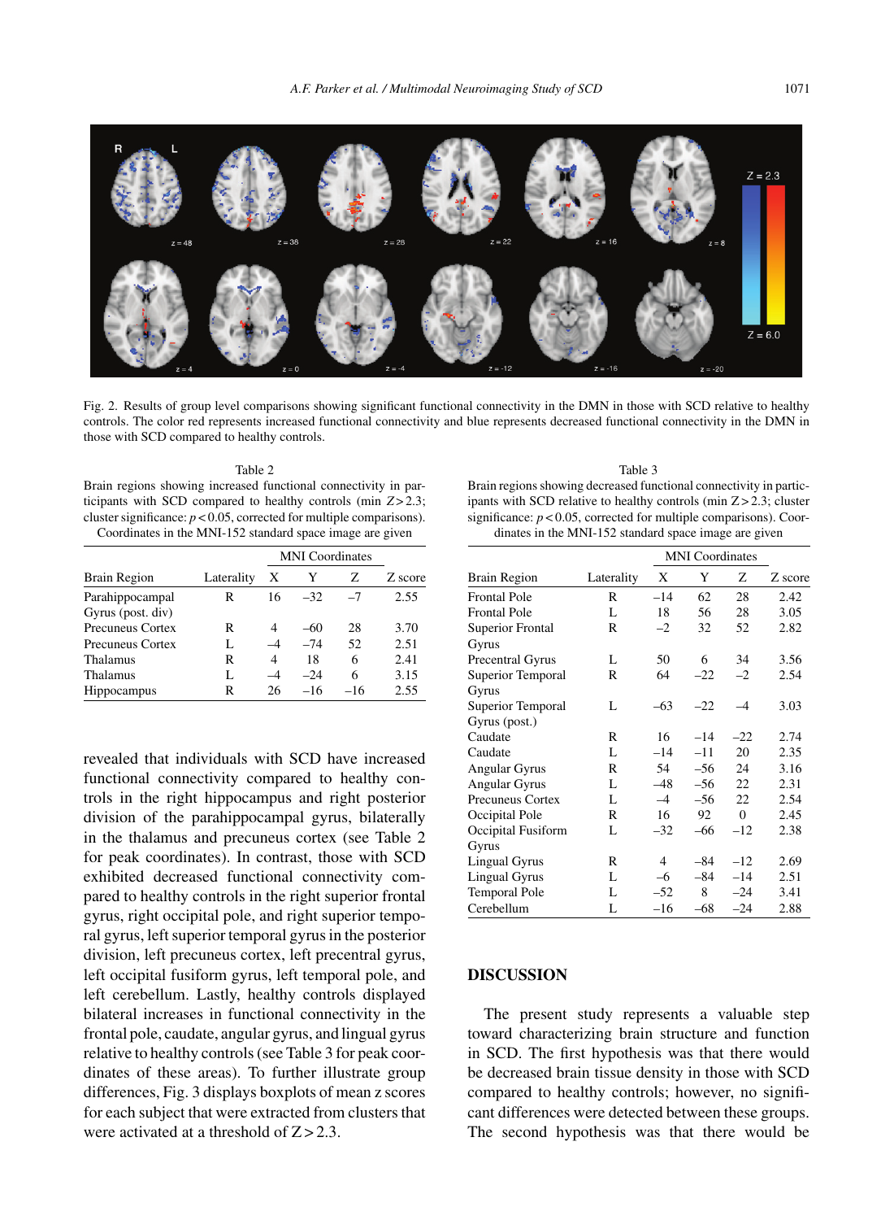Fig. 2. Results of group level comparisons showing significant functional connectivity in the DMN in those with SCD relative to healthy controls. The color red represents increased functional connectivity and blue represents decreased functional connectivity in the DMN in those with SCD compared to healthy controls.

Table 2
Brain regions showing increased functional connectivity in participants with SCD compared to healthy controls (min $Z > 2.3$; cluster significance: $p < 0.05$, corrected for multiple comparisons). Coordinates in the MNI-152 standard space image are given

| Brain Region | Laterality | MNI Coordinates X | Y | Z | Z score |
|---|---|---|---|---|---|
| Parahippocampal Gyrus (post. div) | R | 16 | –32 | –7 | 2.55 |
| Precuneus Cortex | R | 4 | –60 | 28 | 3.70 |
| Precuneus Cortex | L | –4 | –74 | 52 | 2.51 |
| Thalamus | R | 4 | 18 | 6 | 2.41 |
| Thalamus | L | –4 | –24 | 6 | 3.15 |
| Hippocampus | R | 26 | –16 | –16 | 2.55 |

revealed that individuals with SCD have increased functional connectivity compared to healthy controls in the right hippocampus and right posterior division of the parahippocampal gyrus, bilaterally in the thalamus and precuneus cortex (see Table 2 for peak coordinates). In contrast, those with SCD exhibited decreased functional connectivity compared to healthy controls in the right superior frontal gyrus, right occipital pole, and right superior temporal gyrus, left superior temporal gyrus in the posterior division, left precuneus cortex, left precentral gyrus, left occipital fusiform gyrus, left temporal pole, and left cerebellum. Lastly, healthy controls displayed bilateral increases in functional connectivity in the frontal pole, caudate, angular gyrus, and lingual gyrus relative to healthy controls (see Table 3 for peak coordinates of these areas). To further illustrate group differences, Fig. 3 displays boxplots of mean z scores for each subject that were extracted from clusters that were activated at a threshold of $Z > 2.3$.

Table 3
Brain regions showing decreased functional connectivity in participants with SCD relative to healthy controls (min $Z > 2.3$; cluster significance: $p < 0.05$, corrected for multiple comparisons). Coordinates in the MNI-152 standard space image are given

| Brain Region | Laterality | MNI Coordinates X | Y | Z | Z score |
|---|---|---|---|---|---|
| Frontal Pole | R | –14 | 62 | 28 | 2.42 |
| Frontal Pole | L | 18 | 56 | 28 | 3.05 |
| Superior Frontal Gyrus | R | –2 | 32 | 52 | 2.82 |
| Precentral Gyrus | L | 50 | 6 | 34 | 3.56 |
| Superior Temporal Gyrus | R | 64 | –22 | –2 | 2.54 |
| Superior Temporal Gyrus (post.) | L | –63 | –22 | –4 | 3.03 |
| Caudate | R | 16 | –14 | –22 | 2.74 |
| Caudate | L | –14 | –11 | 20 | 2.35 |
| Angular Gyrus | R | 54 | –56 | 24 | 3.16 |
| Angular Gyrus | L | –48 | –56 | 22 | 2.31 |
| Precuneus Cortex | L | –4 | –56 | 22 | 2.54 |
| Occipital Pole | R | 16 | 92 | 0 | 2.45 |
| Occipital Fusiform Gyrus | L | –32 | –66 | –12 | 2.38 |
| Lingual Gyrus | R | 4 | –84 | –12 | 2.69 |
| Lingual Gyrus | L | –6 | –84 | –14 | 2.51 |
| Temporal Pole | L | –52 | 8 | –24 | 3.41 |
| Cerebellum | L | –16 | –68 | –24 | 2.88 |

## DISCUSSION

The present study represents a valuable step toward characterizing brain structure and function in SCD. The first hypothesis was that there would be decreased brain tissue density in those with SCD compared to healthy controls; however, no significant differences were detected between these groups. The second hypothesis was that there would be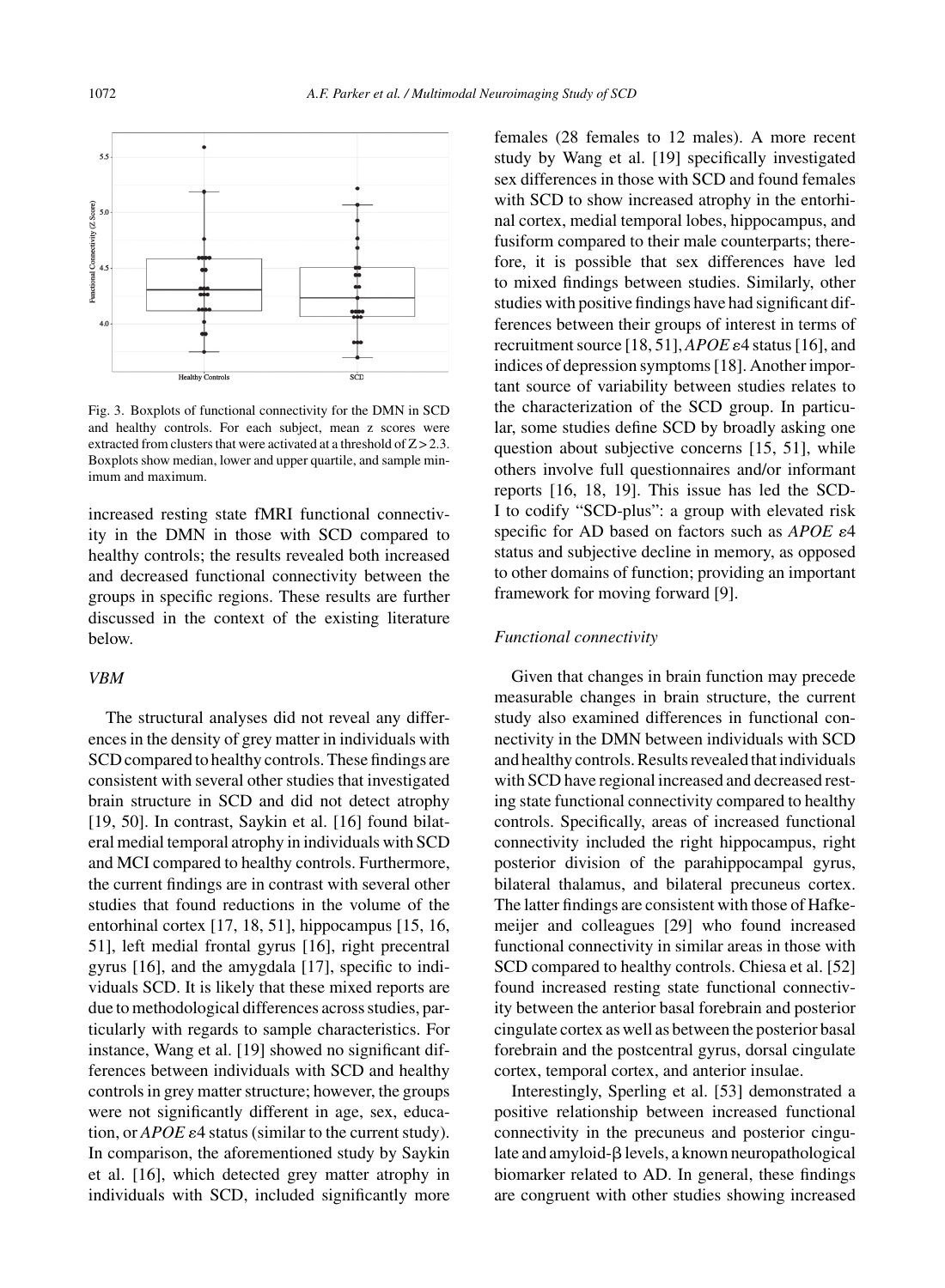Fig. 3. Boxplots of functional connectivity for the DMN in SCD and healthy controls. For each subject, mean z scores were extracted from clusters that were activated at a threshold of $Z > 2.3$. Boxplots show median, lower and upper quartile, and sample minimum and maximum.

increased resting state fMRI functional connectivity in the DMN in those with SCD compared to healthy controls; the results revealed both increased and decreased functional connectivity between the groups in specific regions. These results are further discussed in the context of the existing literature below.

### *VBM*

The structural analyses did not reveal any differences in the density of grey matter in individuals with SCD compared to healthy controls. These findings are consistent with several other studies that investigated brain structure in SCD and did not detect atrophy [19, 50]. In contrast, Saykin et al. [16] found bilateral medial temporal atrophy in individuals with SCD and MCI compared to healthy controls. Furthermore, the current findings are in contrast with several other studies that found reductions in the volume of the entorhinal cortex [17, 18, 51], hippocampus [15, 16, 51], left medial frontal gyrus [16], right precentral gyrus [16], and the amygdala [17], specific to individuals SCD. It is likely that these mixed reports are due to methodological differences across studies, particularly with regards to sample characteristics. For instance, Wang et al. [19] showed no significant differences between individuals with SCD and healthy controls in grey matter structure; however, the groups were not significantly different in age, sex, education, or *APOE* $\varepsilon$4 status (similar to the current study). In comparison, the aforementioned study by Saykin et al. [16], which detected grey matter atrophy in individuals with SCD, included significantly more females (28 females to 12 males). A more recent study by Wang et al. [19] specifically investigated sex differences in those with SCD and found females with SCD to show increased atrophy in the entorhinal cortex, medial temporal lobes, hippocampus, and fusiform compared to their male counterparts; therefore, it is possible that sex differences have led to mixed findings between studies. Similarly, other studies with positive findings have had significant differences between their groups of interest in terms of recruitment source [18, 51], *APOE* $\varepsilon$4 status [16], and indices of depression symptoms [18]. Another important source of variability between studies relates to the characterization of the SCD group. In particular, some studies define SCD by broadly asking one question about subjective concerns [15, 51], while others involve full questionnaires and/or informant reports [16, 18, 19]. This issue has led the SCD-I to codify "SCD-plus": a group with elevated risk specific for AD based on factors such as *APOE* $\varepsilon$4 status and subjective decline in memory, as opposed to other domains of function; providing an important framework for moving forward [9].

### *Functional connectivity*

Given that changes in brain function may precede measurable changes in brain structure, the current study also examined differences in functional connectivity in the DMN between individuals with SCD and healthy controls. Results revealed that individuals with SCD have regional increased and decreased resting state functional connectivity compared to healthy controls. Specifically, areas of increased functional connectivity included the right hippocampus, right posterior division of the parahippocampal gyrus, bilateral thalamus, and bilateral precuneus cortex. The latter findings are consistent with those of Hafkemeijer and colleagues [29] who found increased functional connectivity in similar areas in those with SCD compared to healthy controls. Chiesa et al. [52] found increased resting state functional connectivity between the anterior basal forebrain and posterior cingulate cortex as well as between the posterior basal forebrain and the postcentral gyrus, dorsal cingulate cortex, temporal cortex, and anterior insulae.

Interestingly, Sperling et al. [53] demonstrated a positive relationship between increased functional connectivity in the precuneus and posterior cingulate and amyloid-$\beta$ levels, a known neuropathological biomarker related to AD. In general, these findings are congruent with other studies showing increased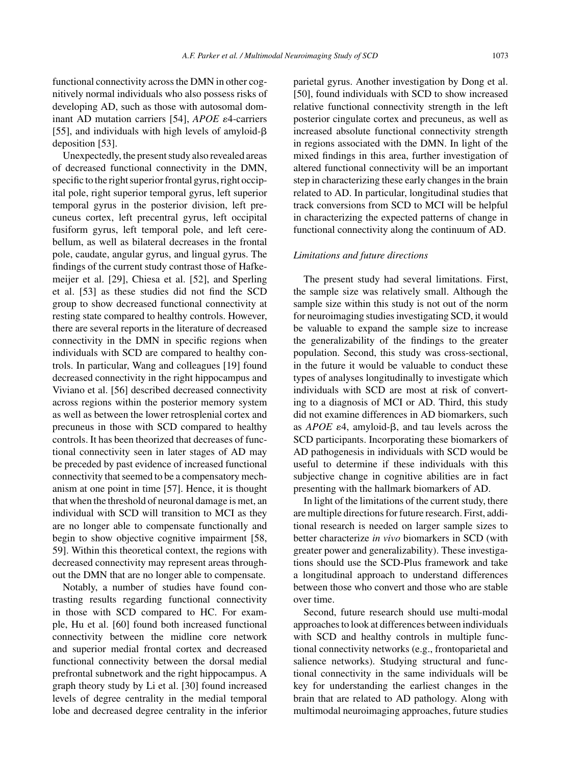functional connectivity across the DMN in other cognitively normal individuals who also possess risks of developing AD, such as those with autosomal dominant AD mutation carriers [54], *APOE* $\varepsilon$4-carriers [55], and individuals with high levels of amyloid-$\beta$ deposition [53].

Unexpectedly, the present study also revealed areas of decreased functional connectivity in the DMN, specific to the right superior frontal gyrus, right occipital pole, right superior temporal gyrus, left superior temporal gyrus in the posterior division, left precuneus cortex, left precentral gyrus, left occipital fusiform gyrus, left temporal pole, and left cerebellum, as well as bilateral decreases in the frontal pole, caudate, angular gyrus, and lingual gyrus. The findings of the current study contrast those of Hafkemeijer et al. [29], Chiesa et al. [52], and Sperling et al. [53] as these studies did not find the SCD group to show decreased functional connectivity at resting state compared to healthy controls. However, there are several reports in the literature of decreased connectivity in the DMN in specific regions when individuals with SCD are compared to healthy controls. In particular, Wang and colleagues [19] found decreased connectivity in the right hippocampus and Viviano et al. [56] described decreased connectivity across regions within the posterior memory system as well as between the lower retrosplenial cortex and precuneus in those with SCD compared to healthy controls. It has been theorized that decreases of functional connectivity seen in later stages of AD may be preceded by past evidence of increased functional connectivity that seemed to be a compensatory mechanism at one point in time [57]. Hence, it is thought that when the threshold of neuronal damage is met, an individual with SCD will transition to MCI as they are no longer able to compensate functionally and begin to show objective cognitive impairment [58, 59]. Within this theoretical context, the regions with decreased connectivity may represent areas throughout the DMN that are no longer able to compensate.

Notably, a number of studies have found contrasting results regarding functional connectivity in those with SCD compared to HC. For example, Hu et al. [60] found both increased functional connectivity between the midline core network and superior medial frontal cortex and decreased functional connectivity between the dorsal medial prefrontal subnetwork and the right hippocampus. A graph theory study by Li et al. [30] found increased levels of degree centrality in the medial temporal lobe and decreased degree centrality in the inferior parietal gyrus. Another investigation by Dong et al. [50], found individuals with SCD to show increased relative functional connectivity strength in the left posterior cingulate cortex and precuneus, as well as increased absolute functional connectivity strength in regions associated with the DMN. In light of the mixed findings in this area, further investigation of altered functional connectivity will be an important step in characterizing these early changes in the brain related to AD. In particular, longitudinal studies that track conversions from SCD to MCI will be helpful in characterizing the expected patterns of change in functional connectivity along the continuum of AD.

### *Limitations and future directions*

The present study had several limitations. First, the sample size was relatively small. Although the sample size within this study is not out of the norm for neuroimaging studies investigating SCD, it would be valuable to expand the sample size to increase the generalizability of the findings to the greater population. Second, this study was cross-sectional, in the future it would be valuable to conduct these types of analyses longitudinally to investigate which individuals with SCD are most at risk of converting to a diagnosis of MCI or AD. Third, this study did not examine differences in AD biomarkers, such as *APOE* $\varepsilon$4, amyloid-$\beta$, and tau levels across the SCD participants. Incorporating these biomarkers of AD pathogenesis in individuals with SCD would be useful to determine if these individuals with this subjective change in cognitive abilities are in fact presenting with the hallmark biomarkers of AD.

In light of the limitations of the current study, there are multiple directions for future research. First, additional research is needed on larger sample sizes to better characterize *in vivo* biomarkers in SCD (with greater power and generalizability). These investigations should use the SCD-Plus framework and take a longitudinal approach to understand differences between those who convert and those who are stable over time.

Second, future research should use multi-modal approaches to look at differences between individuals with SCD and healthy controls in multiple functional connectivity networks (e.g., frontoparietal and salience networks). Studying structural and functional connectivity in the same individuals will be key for understanding the earliest changes in the brain that are related to AD pathology. Along with multimodal neuroimaging approaches, future studies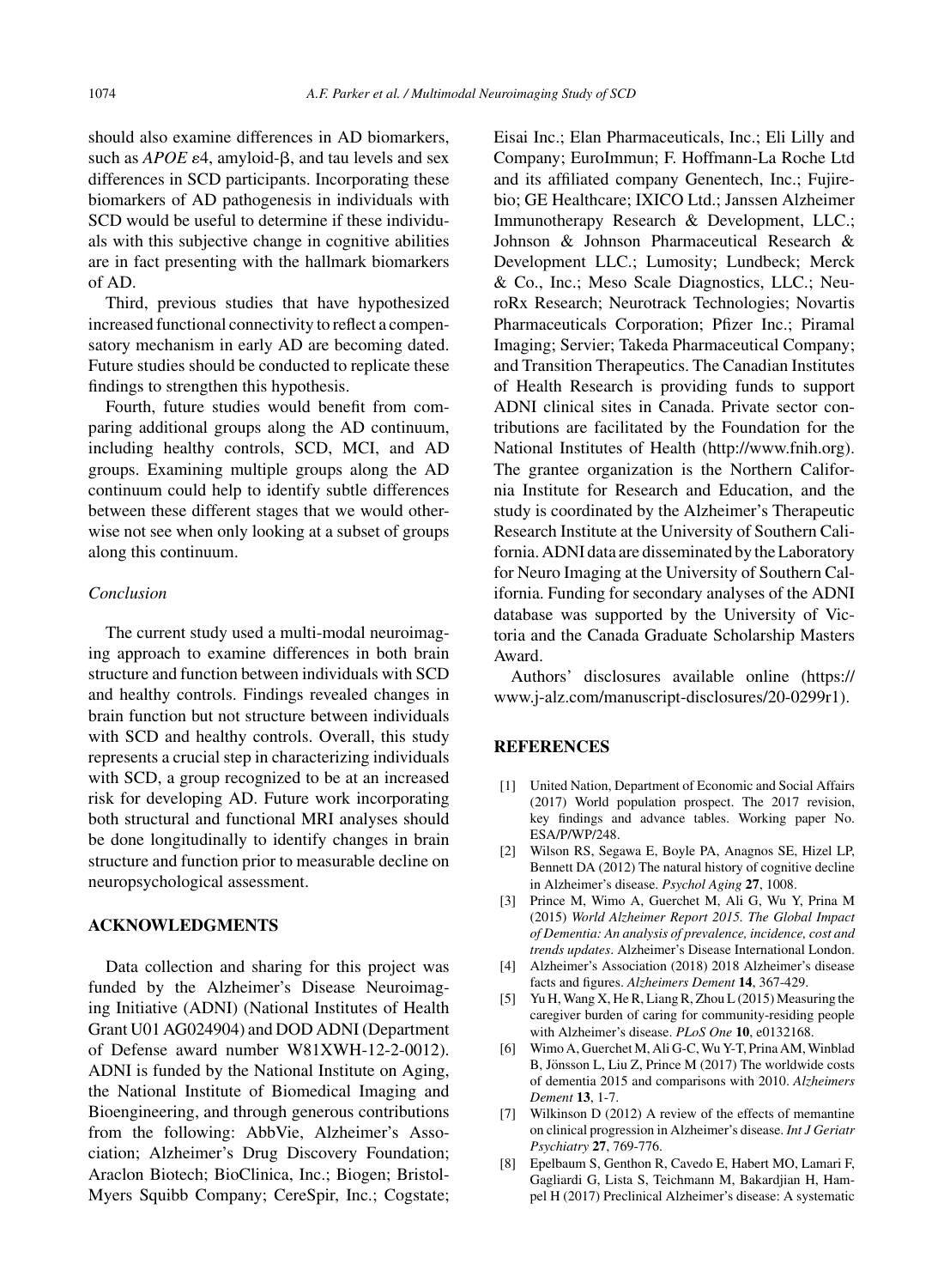should also examine differences in AD biomarkers, such as *APOE* $\varepsilon$4, amyloid-$\beta$, and tau levels and sex differences in SCD participants. Incorporating these biomarkers of AD pathogenesis in individuals with SCD would be useful to determine if these individuals with this subjective change in cognitive abilities are in fact presenting with the hallmark biomarkers of AD.

Third, previous studies that have hypothesized increased functional connectivity to reflect a compensatory mechanism in early AD are becoming dated. Future studies should be conducted to replicate these findings to strengthen this hypothesis.

Fourth, future studies would benefit from comparing additional groups along the AD continuum, including healthy controls, SCD, MCI, and AD groups. Examining multiple groups along the AD continuum could help to identify subtle differences between these different stages that we would otherwise not see when only looking at a subset of groups along this continuum.

### *Conclusion*

The current study used a multi-modal neuroimaging approach to examine differences in both brain structure and function between individuals with SCD and healthy controls. Findings revealed changes in brain function but not structure between individuals with SCD and healthy controls. Overall, this study represents a crucial step in characterizing individuals with SCD, a group recognized to be at an increased risk for developing AD. Future work incorporating both structural and functional MRI analyses should be done longitudinally to identify changes in brain structure and function prior to measurable decline on neuropsychological assessment.

## ACKNOWLEDGMENTS

Data collection and sharing for this project was funded by the Alzheimer's Disease Neuroimaging Initiative (ADNI) (National Institutes of Health Grant U01 AG024904) and DOD ADNI (Department of Defense award number W81XWH-12-2-0012). ADNI is funded by the National Institute on Aging, the National Institute of Biomedical Imaging and Bioengineering, and through generous contributions from the following: AbbVie, Alzheimer's Association; Alzheimer's Drug Discovery Foundation; Araclon Biotech; BioClinica, Inc.; Biogen; Bristol-Myers Squibb Company; CereSpir, Inc.; Cogstate; Eisai Inc.; Elan Pharmaceuticals, Inc.; Eli Lilly and Company; EuroImmun; F. Hoffmann-La Roche Ltd and its affiliated company Genentech, Inc.; Fujirebio; GE Healthcare; IXICO Ltd.; Janssen Alzheimer Immunotherapy Research & Development, LLC.; Johnson & Johnson Pharmaceutical Research & Development LLC.; Lumosity; Lundbeck; Merck & Co., Inc.; Meso Scale Diagnostics, LLC.; NeuroRx Research; Neurotrack Technologies; Novartis Pharmaceuticals Corporation; Pfizer Inc.; Piramal Imaging; Servier; Takeda Pharmaceutical Company; and Transition Therapeutics. The Canadian Institutes of Health Research is providing funds to support ADNI clinical sites in Canada. Private sector contributions are facilitated by the Foundation for the National Institutes of Health (http://www.fnih.org). The grantee organization is the Northern California Institute for Research and Education, and the study is coordinated by the Alzheimer's Therapeutic Research Institute at the University of Southern California. ADNI data are disseminated by the Laboratory for Neuro Imaging at the University of Southern California. Funding for secondary analyses of the ADNI database was supported by the University of Victoria and the Canada Graduate Scholarship Masters Award.

Authors' disclosures available online (https://www.j-alz.com/manuscript-disclosures/20-0299r1).

## REFERENCES

[1] United Nation, Department of Economic and Social Affairs (2017) World population prospect. The 2017 revision, key findings and advance tables. Working paper No. ESA/P/WP/248.

[2] Wilson RS, Segawa E, Boyle PA, Anagnos SE, Hizel LP, Bennett DA (2012) The natural history of cognitive decline in Alzheimer's disease. *Psychol Aging* **27**, 1008.

[3] Prince M, Wimo A, Guerchet M, Ali G, Wu Y, Prina M (2015) *World Alzheimer Report 2015. The Global Impact of Dementia: An analysis of prevalence, incidence, cost and trends updates*. Alzheimer's Disease International London.

[4] Alzheimer's Association (2018) 2018 Alzheimer's disease facts and figures. *Alzheimers Dement* **14**, 367-429.

[5] Yu H, Wang X, He R, Liang R, Zhou L (2015) Measuring the caregiver burden of caring for community-residing people with Alzheimer's disease. *PLoS One* **10**, e0132168.

[6] Wimo A, Guerchet M, Ali G-C, Wu Y-T, Prina AM, Winblad B, Jönsson L, Liu Z, Prince M (2017) The worldwide costs of dementia 2015 and comparisons with 2010. *Alzheimers Dement* **13**, 1-7.

[7] Wilkinson D (2012) A review of the effects of memantine on clinical progression in Alzheimer's disease. *Int J Geriatr Psychiatry* **27**, 769-776.

[8] Epelbaum S, Genthon R, Cavedo E, Habert MO, Lamari F, Gagliardi G, Lista S, Teichmann M, Bakardjian H, Hampel H (2017) Preclinical Alzheimer's disease: A systematic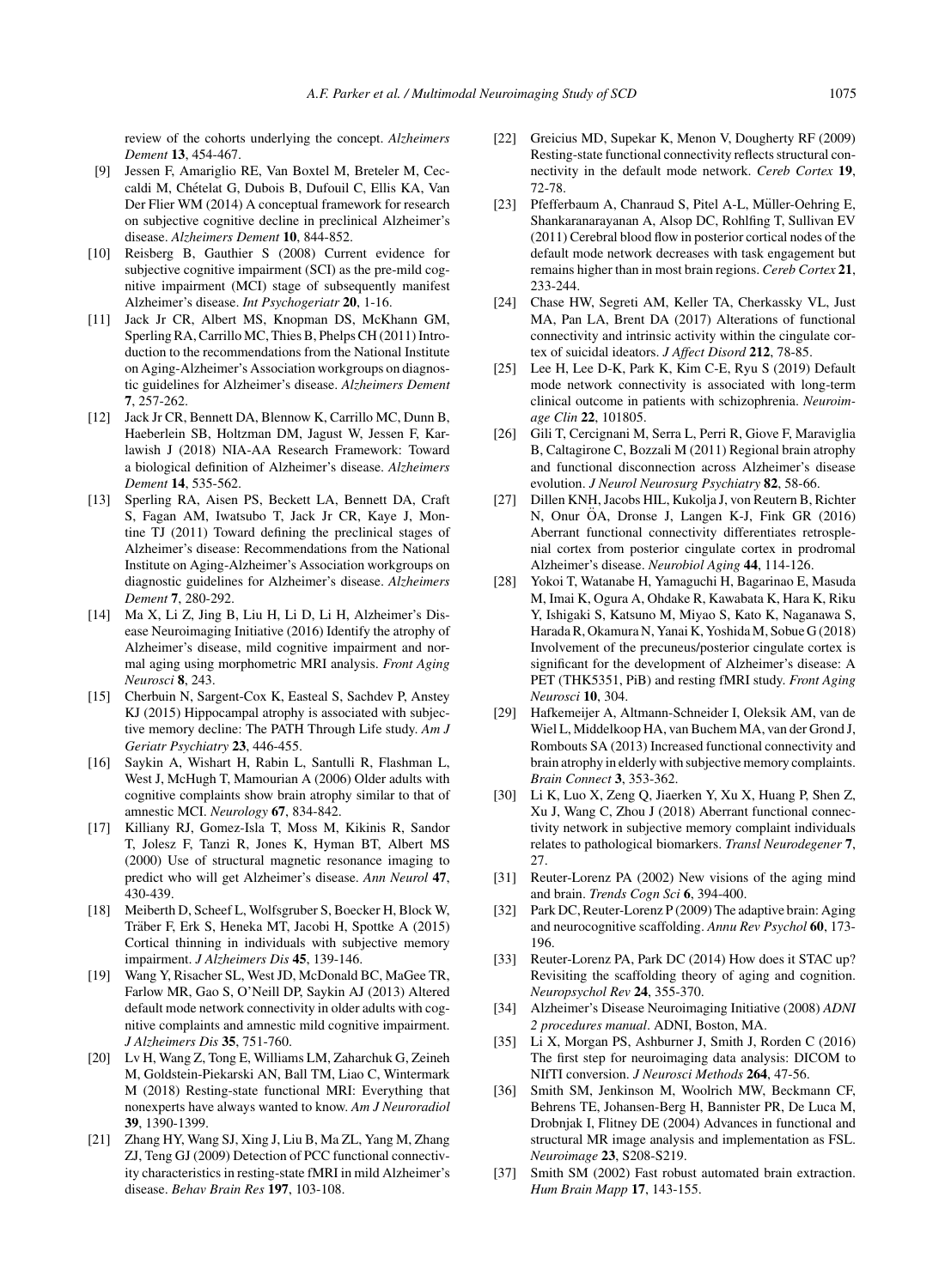review of the cohorts underlying the concept. *Alzheimers Dement* **13**, 454-467.

[9] Jessen F, Amariglio RE, Van Boxtel M, Breteler M, Ceccaldi M, Chételat G, Dubois B, Dufouil C, Ellis KA, Van Der Flier WM (2014) A conceptual framework for research on subjective cognitive decline in preclinical Alzheimer's disease. *Alzheimers Dement* **10**, 844-852.

[10] Reisberg B, Gauthier S (2008) Current evidence for subjective cognitive impairment (SCI) as the pre-mild cognitive impairment (MCI) stage of subsequently manifest Alzheimer's disease. *Int Psychogeriatr* **20**, 1-16.

[11] Jack Jr CR, Albert MS, Knopman DS, McKhann GM, Sperling RA, Carrillo MC, Thies B, Phelps CH (2011) Introduction to the recommendations from the National Institute on Aging-Alzheimer's Association workgroups on diagnostic guidelines for Alzheimer's disease. *Alzheimers Dement* **7**, 257-262.

[12] Jack Jr CR, Bennett DA, Blennow K, Carrillo MC, Dunn B, Haeberlein SB, Holtzman DM, Jagust W, Jessen F, Karlawish J (2018) NIA-AA Research Framework: Toward a biological definition of Alzheimer's disease. *Alzheimers Dement* **14**, 535-562.

[13] Sperling RA, Aisen PS, Beckett LA, Bennett DA, Craft S, Fagan AM, Iwatsubo T, Jack Jr CR, Kaye J, Montine TJ (2011) Toward defining the preclinical stages of Alzheimer's disease: Recommendations from the National Institute on Aging-Alzheimer's Association workgroups on diagnostic guidelines for Alzheimer's disease. *Alzheimers Dement* **7**, 280-292.

[14] Ma X, Li Z, Jing B, Liu H, Li D, Li H, Alzheimer's Disease Neuroimaging Initiative (2016) Identify the atrophy of Alzheimer's disease, mild cognitive impairment and normal aging using morphometric MRI analysis. *Front Aging Neurosci* **8**, 243.

[15] Cherbuin N, Sargent-Cox K, Easteal S, Sachdev P, Anstey KJ (2015) Hippocampal atrophy is associated with subjective memory decline: The PATH Through Life study. *Am J Geriatr Psychiatry* **23**, 446-455.

[16] Saykin A, Wishart H, Rabin L, Santulli R, Flashman L, West J, McHugh T, Mamourian A (2006) Older adults with cognitive complaints show brain atrophy similar to that of amnestic MCI. *Neurology* **67**, 834-842.

[17] Killiany RJ, Gomez-Isla T, Moss M, Kikinis R, Sandor T, Jolesz F, Tanzi R, Jones K, Hyman BT, Albert MS (2000) Use of structural magnetic resonance imaging to predict who will get Alzheimer's disease. *Ann Neurol* **47**, 430-439.

[18] Meiberth D, Scheef L, Wolfsgruber S, Boecker H, Block W, Träber F, Erk S, Heneka MT, Jacobi H, Spottke A (2015) Cortical thinning in individuals with subjective memory impairment. *J Alzheimers Dis* **45**, 139-146.

[19] Wang Y, Risacher SL, West JD, McDonald BC, MaGee TR, Farlow MR, Gao S, O'Neill DP, Saykin AJ (2013) Altered default mode network connectivity in older adults with cognitive complaints and amnestic mild cognitive impairment. *J Alzheimers Dis* **35**, 751-760.

[20] Lv H, Wang Z, Tong E, Williams LM, Zaharchuk G, Zeineh M, Goldstein-Piekarski AN, Ball TM, Liao C, Wintermark M (2018) Resting-state functional MRI: Everything that nonexperts have always wanted to know. *Am J Neuroradiol* **39**, 1390-1399.

[21] Zhang HY, Wang SJ, Xing J, Liu B, Ma ZL, Yang M, Zhang ZJ, Teng GJ (2009) Detection of PCC functional connectivity characteristics in resting-state fMRI in mild Alzheimer's disease. *Behav Brain Res* **197**, 103-108.

[22] Greicius MD, Supekar K, Menon V, Dougherty RF (2009) Resting-state functional connectivity reflects structural connectivity in the default mode network. *Cereb Cortex* **19**, 72-78.

[23] Pfefferbaum A, Chanraud S, Pitel A-L, Müller-Oehring E, Shankaranarayanan A, Alsop DC, Rohlfing T, Sullivan EV (2011) Cerebral blood flow in posterior cortical nodes of the default mode network decreases with task engagement but remains higher than in most brain regions. *Cereb Cortex* **21**, 233-244.

[24] Chase HW, Segreti AM, Keller TA, Cherkassky VL, Just MA, Pan LA, Brent DA (2017) Alterations of functional connectivity and intrinsic activity within the cingulate cortex of suicidal ideators. *J Affect Disord* **212**, 78-85.

[25] Lee H, Lee D-K, Park K, Kim C-E, Ryu S (2019) Default mode network connectivity is associated with long-term clinical outcome in patients with schizophrenia. *Neuroimage Clin* **22**, 101805.

[26] Gili T, Cercignani M, Serra L, Perri R, Giove F, Maraviglia B, Caltagirone C, Bozzali M (2011) Regional brain atrophy and functional disconnection across Alzheimer's disease evolution. *J Neurol Neurosurg Psychiatry* **82**, 58-66.

[27] Dillen KNH, Jacobs HIL, Kukolja J, von Reutern B, Richter N, Onur ÖA, Dronse J, Langen K-J, Fink GR (2016) Aberrant functional connectivity differentiates retrosplenial cortex from posterior cingulate cortex in prodromal Alzheimer's disease. *Neurobiol Aging* **44**, 114-126.

[28] Yokoi T, Watanabe H, Yamaguchi H, Bagarinao E, Masuda M, Imai K, Ogura A, Ohdake R, Kawabata K, Hara K, Riku Y, Ishigaki S, Katsuno M, Miyao S, Kato K, Naganawa S, Harada R, Okamura N, Yanai K, Yoshida M, Sobue G (2018) Involvement of the precuneus/posterior cingulate cortex is significant for the development of Alzheimer's disease: A PET (THK5351, PiB) and resting fMRI study. *Front Aging Neurosci* **10**, 304.

[29] Hafkemeijer A, Altmann-Schneider I, Oleksik AM, van de Wiel L, Middelkoop HA, van Buchem MA, van der Grond J, Rombouts SA (2013) Increased functional connectivity and brain atrophy in elderly with subjective memory complaints. *Brain Connect* **3**, 353-362.

[30] Li K, Luo X, Zeng Q, Jiaerken Y, Xu X, Huang P, Shen Z, Xu J, Wang C, Zhou J (2018) Aberrant functional connectivity network in subjective memory complaint individuals relates to pathological biomarkers. *Transl Neurodegener* **7**, 27.

[31] Reuter-Lorenz PA (2002) New visions of the aging mind and brain. *Trends Cogn Sci* **6**, 394-400.

[32] Park DC, Reuter-Lorenz P (2009) The adaptive brain: Aging and neurocognitive scaffolding. *Annu Rev Psychol* **60**, 173-196.

[33] Reuter-Lorenz PA, Park DC (2014) How does it STAC up? Revisiting the scaffolding theory of aging and cognition. *Neuropsychol Rev* **24**, 355-370.

[34] Alzheimer's Disease Neuroimaging Initiative (2008) *ADNI 2 procedures manual*. ADNI, Boston, MA.

[35] Li X, Morgan PS, Ashburner J, Smith J, Rorden C (2016) The first step for neuroimaging data analysis: DICOM to NIfTI conversion. *J Neurosci Methods* **264**, 47-56.

[36] Smith SM, Jenkinson M, Woolrich MW, Beckmann CF, Behrens TE, Johansen-Berg H, Bannister PR, De Luca M, Drobnjak I, Flitney DE (2004) Advances in functional and structural MR image analysis and implementation as FSL. *Neuroimage* **23**, S208-S219.

[37] Smith SM (2002) Fast robust automated brain extraction. *Hum Brain Mapp* **17**, 143-155.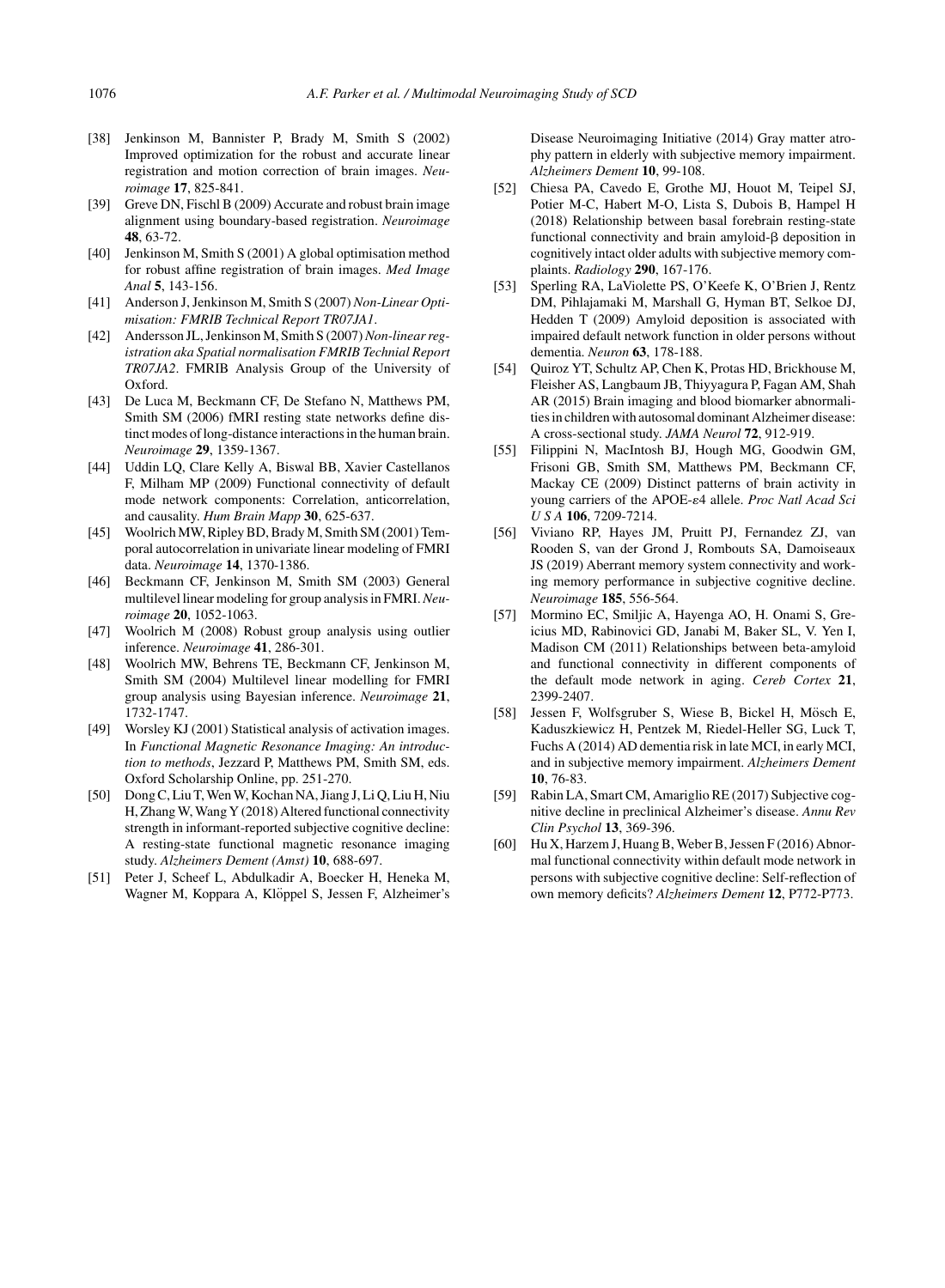[38] Jenkinson M, Bannister P, Brady M, Smith S (2002) Improved optimization for the robust and accurate linear registration and motion correction of brain images. *Neuroimage* **17**, 825-841.

[39] Greve DN, Fischl B (2009) Accurate and robust brain image alignment using boundary-based registration. *Neuroimage* **48**, 63-72.

[40] Jenkinson M, Smith S (2001) A global optimisation method for robust affine registration of brain images. *Med Image Anal* **5**, 143-156.

[41] Anderson J, Jenkinson M, Smith S (2007) *Non-Linear Optimisation: FMRIB Technical Report TR07JA1*.

[42] Andersson JL, Jenkinson M, Smith S (2007) *Non-linear registration aka Spatial normalisation FMRIB Technial Report TR07JA2*. FMRIB Analysis Group of the University of Oxford.

[43] De Luca M, Beckmann CF, De Stefano N, Matthews PM, Smith SM (2006) fMRI resting state networks define distinct modes of long-distance interactions in the human brain. *Neuroimage* **29**, 1359-1367.

[44] Uddin LQ, Clare Kelly A, Biswal BB, Xavier Castellanos F, Milham MP (2009) Functional connectivity of default mode network components: Correlation, anticorrelation, and causality. *Hum Brain Mapp* **30**, 625-637.

[45] Woolrich MW, Ripley BD, Brady M, Smith SM (2001) Temporal autocorrelation in univariate linear modeling of FMRI data. *Neuroimage* **14**, 1370-1386.

[46] Beckmann CF, Jenkinson M, Smith SM (2003) General multilevel linear modeling for group analysis in FMRI. *Neuroimage* **20**, 1052-1063.

[47] Woolrich M (2008) Robust group analysis using outlier inference. *Neuroimage* **41**, 286-301.

[48] Woolrich MW, Behrens TE, Beckmann CF, Jenkinson M, Smith SM (2004) Multilevel linear modelling for FMRI group analysis using Bayesian inference. *Neuroimage* **21**, 1732-1747.

[49] Worsley KJ (2001) Statistical analysis of activation images. In *Functional Magnetic Resonance Imaging: An introduction to methods*, Jezzard P, Matthews PM, Smith SM, eds. Oxford Scholarship Online, pp. 251-270.

[50] Dong C, Liu T, Wen W, Kochan NA, Jiang J, Li Q, Liu H, Niu H, Zhang W, Wang Y (2018) Altered functional connectivity strength in informant-reported subjective cognitive decline: A resting-state functional magnetic resonance imaging study. *Alzheimers Dement (Amst)* **10**, 688-697.

[51] Peter J, Scheef L, Abdulkadir A, Boecker H, Heneka M, Wagner M, Koppara A, Klöppel S, Jessen F, Alzheimer's Disease Neuroimaging Initiative (2014) Gray matter atrophy pattern in elderly with subjective memory impairment. *Alzheimers Dement* **10**, 99-108.

[52] Chiesa PA, Cavedo E, Grothe MJ, Houot M, Teipel SJ, Potier M-C, Habert M-O, Lista S, Dubois B, Hampel H (2018) Relationship between basal forebrain resting-state functional connectivity and brain amyloid-β deposition in cognitively intact older adults with subjective memory complaints. *Radiology* **290**, 167-176.

[53] Sperling RA, LaViolette PS, O'Keefe K, O'Brien J, Rentz DM, Pihlajamaki M, Marshall G, Hyman BT, Selkoe DJ, Hedden T (2009) Amyloid deposition is associated with impaired default network function in older persons without dementia. *Neuron* **63**, 178-188.

[54] Quiroz YT, Schultz AP, Chen K, Protas HD, Brickhouse M, Fleisher AS, Langbaum JB, Thiyyagura P, Fagan AM, Shah AR (2015) Brain imaging and blood biomarker abnormalities in children with autosomal dominant Alzheimer disease: A cross-sectional study. *JAMA Neurol* **72**, 912-919.

[55] Filippini N, MacIntosh BJ, Hough MG, Goodwin GM, Frisoni GB, Smith SM, Matthews PM, Beckmann CF, Mackay CE (2009) Distinct patterns of brain activity in young carriers of the APOE-ε4 allele. *Proc Natl Acad Sci U S A* **106**, 7209-7214.

[56] Viviano RP, Hayes JM, Pruitt PJ, Fernandez ZJ, van Rooden S, van der Grond J, Rombouts SA, Damoiseaux JS (2019) Aberrant memory system connectivity and working memory performance in subjective cognitive decline. *Neuroimage* **185**, 556-564.

[57] Mormino EC, Smiljic A, Hayenga AO, H. Onami S, Greicius MD, Rabinovici GD, Janabi M, Baker SL, V. Yen I, Madison CM (2011) Relationships between beta-amyloid and functional connectivity in different components of the default mode network in aging. *Cereb Cortex* **21**, 2399-2407.

[58] Jessen F, Wolfsgruber S, Wiese B, Bickel H, Mösch E, Kaduszkiewicz H, Pentzek M, Riedel-Heller SG, Luck T, Fuchs A (2014) AD dementia risk in late MCI, in early MCI, and in subjective memory impairment. *Alzheimers Dement* **10**, 76-83.

[59] Rabin LA, Smart CM, Amariglio RE (2017) Subjective cognitive decline in preclinical Alzheimer's disease. *Annu Rev Clin Psychol* **13**, 369-396.

[60] Hu X, Harzem J, Huang B, Weber B, Jessen F (2016) Abnormal functional connectivity within default mode network in persons with subjective cognitive decline: Self-reflection of own memory deficits? *Alzheimers Dement* **12**, P772-P773.